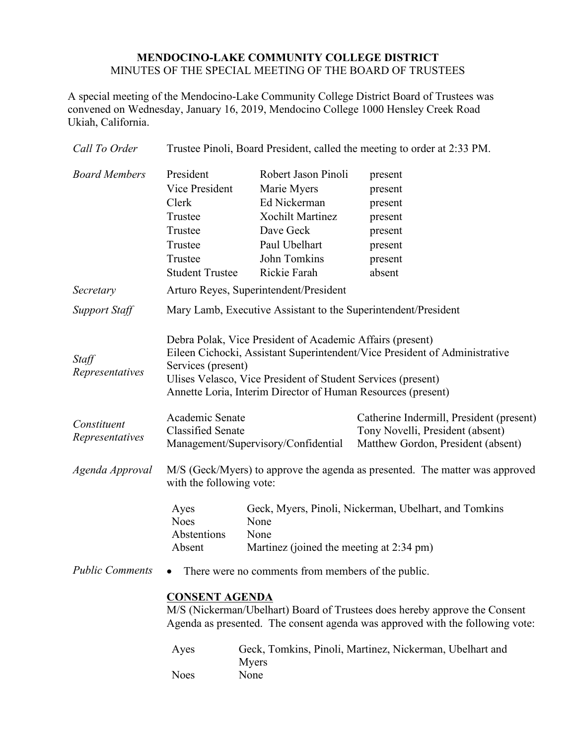**MENDOCINO-LAKE COMMUNITY COLLEGE DISTRICT**
MINUTES OF THE SPECIAL MEETING OF THE BOARD OF TRUSTEES

A special meeting of the Mendocino-Lake Community College District Board of Trustees was convened on Wednesday, January 16, 2019, Mendocino College 1000 Hensley Creek Road Ukiah, California.

*Call To Order* — Trustee Pinoli, Board President, called the meeting to order at 2:33 PM.

*Board Members*

| | | |
|---|---|---|
| President | Robert Jason Pinoli | present |
| Vice President | Marie Myers | present |
| Clerk | Ed Nickerman | present |
| Trustee | Xochilt Martinez | present |
| Trustee | Dave Geck | present |
| Trustee | Paul Ubelhart | present |
| Trustee | John Tomkins | present |
| Student Trustee | Rickie Farah | absent |

*Secretary* — Arturo Reyes, Superintendent/President

*Support Staff* — Mary Lamb, Executive Assistant to the Superintendent/President

*Staff Representatives*

Debra Polak, Vice President of Academic Affairs (present)
Eileen Cichocki, Assistant Superintendent/Vice President of Administrative Services (present)
Ulises Velasco, Vice President of Student Services (present)
Annette Loria, Interim Director of Human Resources (present)

*Constituent Representatives*

| | |
|---|---|
| Academic Senate | Catherine Indermill, President (present) |
| Classified Senate | Tony Novelli, President (absent) |
| Management/Supervisory/Confidential | Matthew Gordon, President (absent) |

*Agenda Approval* — M/S (Geck/Myers) to approve the agenda as presented. The matter was approved with the following vote:

| | |
|---|---|
| Ayes | Geck, Myers, Pinoli, Nickerman, Ubelhart, and Tomkins |
| Noes | None |
| Abstentions | None |
| Absent | Martinez (joined the meeting at 2:34 pm) |

*Public Comments*

- There were no comments from members of the public.

**CONSENT AGENDA**

M/S (Nickerman/Ubelhart) Board of Trustees does hereby approve the Consent Agenda as presented. The consent agenda was approved with the following vote:

| | |
|---|---|
| Ayes | Geck, Tomkins, Pinoli, Martinez, Nickerman, Ubelhart and Myers |
| Noes | None |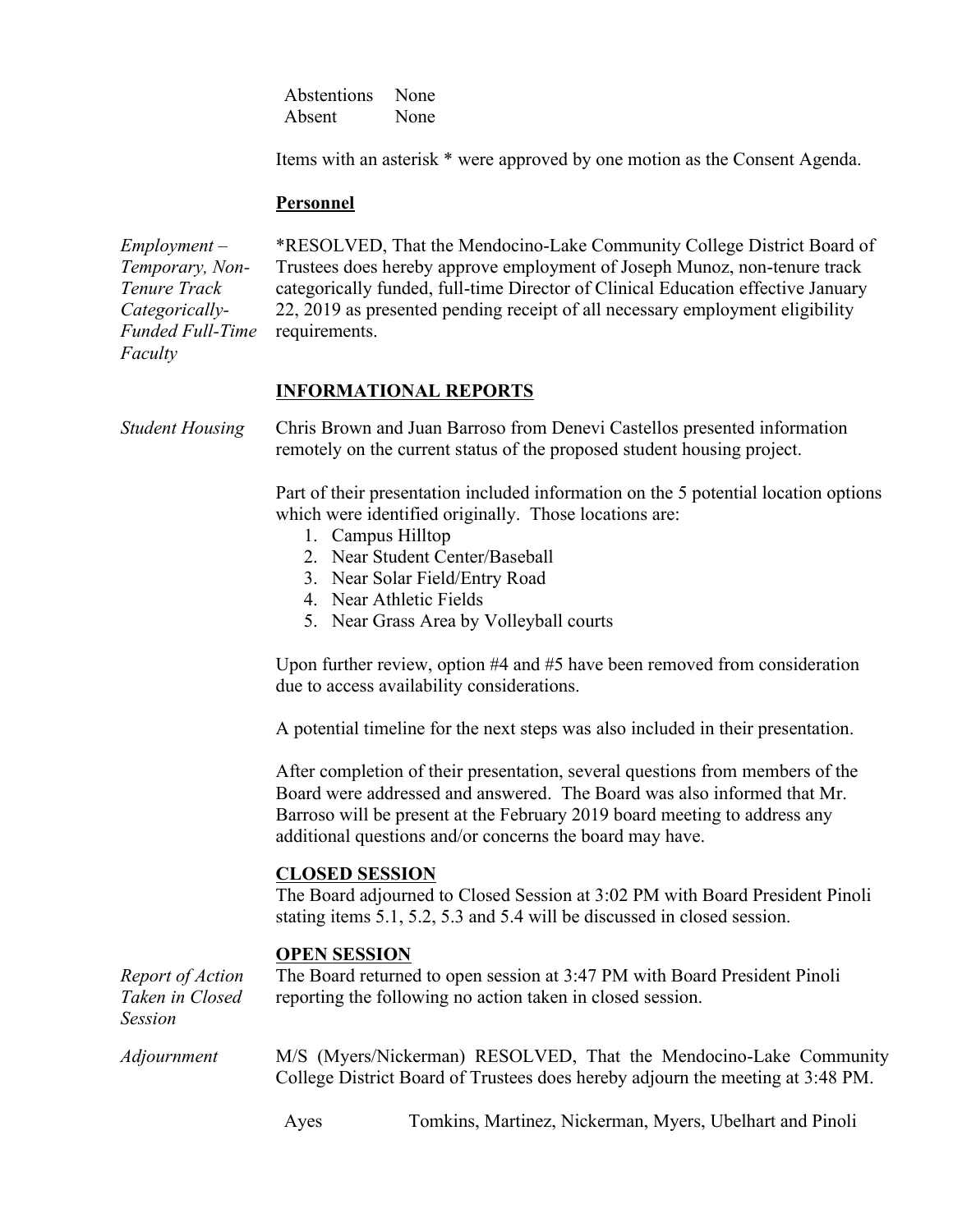| | |
|---|---|
| Abstentions | None |
| Absent | None |

Items with an asterisk * were approved by one motion as the Consent Agenda.

**Personnel**

*Employment – Temporary, Non-Tenure Track Categorically-Funded Full-Time Faculty*

*RESOLVED, That the Mendocino-Lake Community College District Board of Trustees does hereby approve employment of Joseph Munoz, non-tenure track categorically funded, full-time Director of Clinical Education effective January 22, 2019 as presented pending receipt of all necessary employment eligibility requirements.

**INFORMATIONAL REPORTS**

*Student Housing*

Chris Brown and Juan Barroso from Denevi Castellos presented information remotely on the current status of the proposed student housing project.

Part of their presentation included information on the 5 potential location options which were identified originally. Those locations are:

1. Campus Hilltop
2. Near Student Center/Baseball
3. Near Solar Field/Entry Road
4. Near Athletic Fields
5. Near Grass Area by Volleyball courts

Upon further review, option #4 and #5 have been removed from consideration due to access availability considerations.

A potential timeline for the next steps was also included in their presentation.

After completion of their presentation, several questions from members of the Board were addressed and answered. The Board was also informed that Mr. Barroso will be present at the February 2019 board meeting to address any additional questions and/or concerns the board may have.

**CLOSED SESSION**

The Board adjourned to Closed Session at 3:02 PM with Board President Pinoli stating items 5.1, 5.2, 5.3 and 5.4 will be discussed in closed session.

**OPEN SESSION**

*Report of Action Taken in Closed Session*

The Board returned to open session at 3:47 PM with Board President Pinoli reporting the following no action taken in closed session.

*Adjournment*

M/S (Myers/Nickerman) RESOLVED, That the Mendocino-Lake Community College District Board of Trustees does hereby adjourn the meeting at 3:48 PM.

| | |
|---|---|
| Ayes | Tomkins, Martinez, Nickerman, Myers, Ubelhart and Pinoli |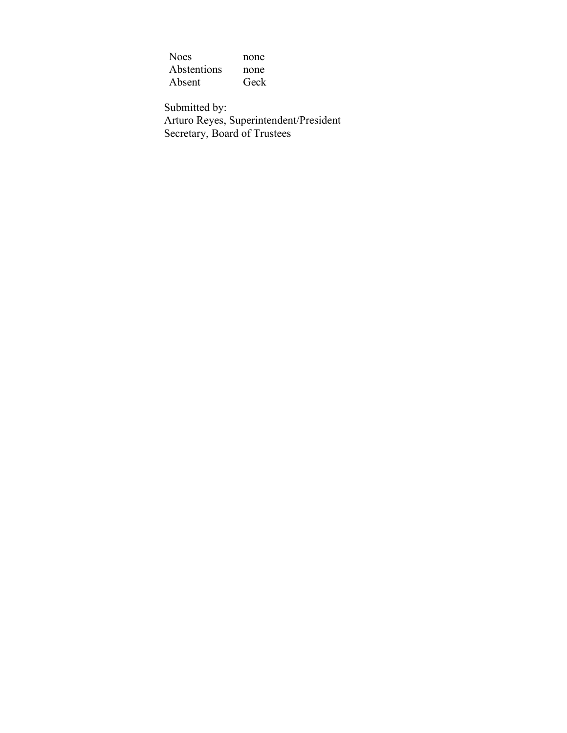| | |
|---|---|
| Noes | none |
| Abstentions | none |
| Absent | Geck |

Submitted by:
Arturo Reyes, Superintendent/President
Secretary, Board of Trustees